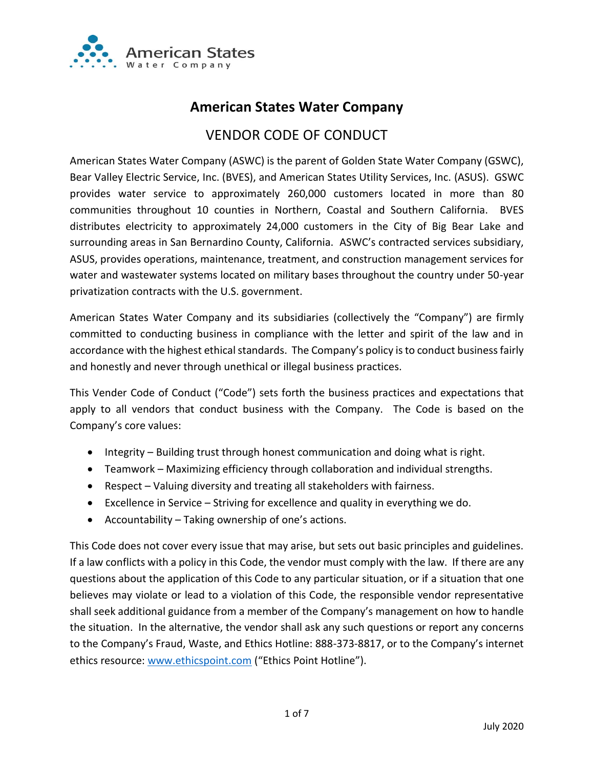# American States Water Company

## VENDOR CODE OF CONDUCT

American States Water Company (ASWC) is the parent of Golden State Water Company (GSWC), Bear Valley Electric Service, Inc. (BVES), and American States Utility Services, Inc. (ASUS). GSWC provides water service to approximately 260,000 customers located in more than 80 communities throughout 10 counties in Northern, Coastal and Southern California. BVES distributes electricity to approximately 24,000 customers in the City of Big Bear Lake and surrounding areas in San Bernardino County, California. ASWC's contracted services subsidiary, ASUS, provides operations, maintenance, treatment, and construction management services for water and wastewater systems located on military bases throughout the country under 50-year privatization contracts with the U.S. government.

American States Water Company and its subsidiaries (collectively the "Company") are firmly committed to conducting business in compliance with the letter and spirit of the law and in accordance with the highest ethical standards. The Company's policy is to conduct business fairly and honestly and never through unethical or illegal business practices.

This Vender Code of Conduct ("Code") sets forth the business practices and expectations that apply to all vendors that conduct business with the Company. The Code is based on the Company's core values:

- Integrity – Building trust through honest communication and doing what is right.
- Teamwork – Maximizing efficiency through collaboration and individual strengths.
- Respect – Valuing diversity and treating all stakeholders with fairness.
- Excellence in Service – Striving for excellence and quality in everything we do.
- Accountability – Taking ownership of one's actions.

This Code does not cover every issue that may arise, but sets out basic principles and guidelines. If a law conflicts with a policy in this Code, the vendor must comply with the law. If there are any questions about the application of this Code to any particular situation, or if a situation that one believes may violate or lead to a violation of this Code, the responsible vendor representative shall seek additional guidance from a member of the Company's management on how to handle the situation. In the alternative, the vendor shall ask any such questions or report any concerns to the Company's Fraud, Waste, and Ethics Hotline: 888-373-8817, or to the Company's internet ethics resource: www.ethicspoint.com ("Ethics Point Hotline").

July 2020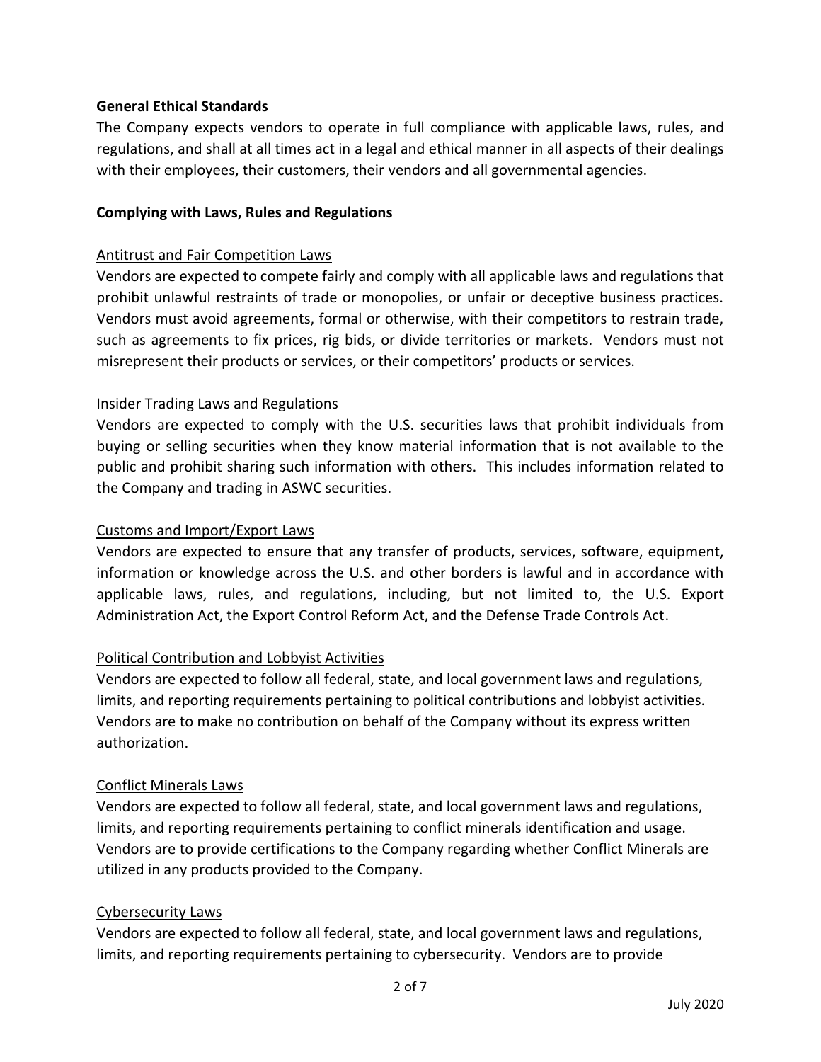**General Ethical Standards**

The Company expects vendors to operate in full compliance with applicable laws, rules, and regulations, and shall at all times act in a legal and ethical manner in all aspects of their dealings with their employees, their customers, their vendors and all governmental agencies.

**Complying with Laws, Rules and Regulations**

Antitrust and Fair Competition Laws

Vendors are expected to compete fairly and comply with all applicable laws and regulations that prohibit unlawful restraints of trade or monopolies, or unfair or deceptive business practices. Vendors must avoid agreements, formal or otherwise, with their competitors to restrain trade, such as agreements to fix prices, rig bids, or divide territories or markets. Vendors must not misrepresent their products or services, or their competitors' products or services.

Insider Trading Laws and Regulations

Vendors are expected to comply with the U.S. securities laws that prohibit individuals from buying or selling securities when they know material information that is not available to the public and prohibit sharing such information with others. This includes information related to the Company and trading in ASWC securities.

Customs and Import/Export Laws

Vendors are expected to ensure that any transfer of products, services, software, equipment, information or knowledge across the U.S. and other borders is lawful and in accordance with applicable laws, rules, and regulations, including, but not limited to, the U.S. Export Administration Act, the Export Control Reform Act, and the Defense Trade Controls Act.

Political Contribution and Lobbyist Activities

Vendors are expected to follow all federal, state, and local government laws and regulations, limits, and reporting requirements pertaining to political contributions and lobbyist activities. Vendors are to make no contribution on behalf of the Company without its express written authorization.

Conflict Minerals Laws

Vendors are expected to follow all federal, state, and local government laws and regulations, limits, and reporting requirements pertaining to conflict minerals identification and usage. Vendors are to provide certifications to the Company regarding whether Conflict Minerals are utilized in any products provided to the Company.

Cybersecurity Laws

Vendors are expected to follow all federal, state, and local government laws and regulations, limits, and reporting requirements pertaining to cybersecurity. Vendors are to provide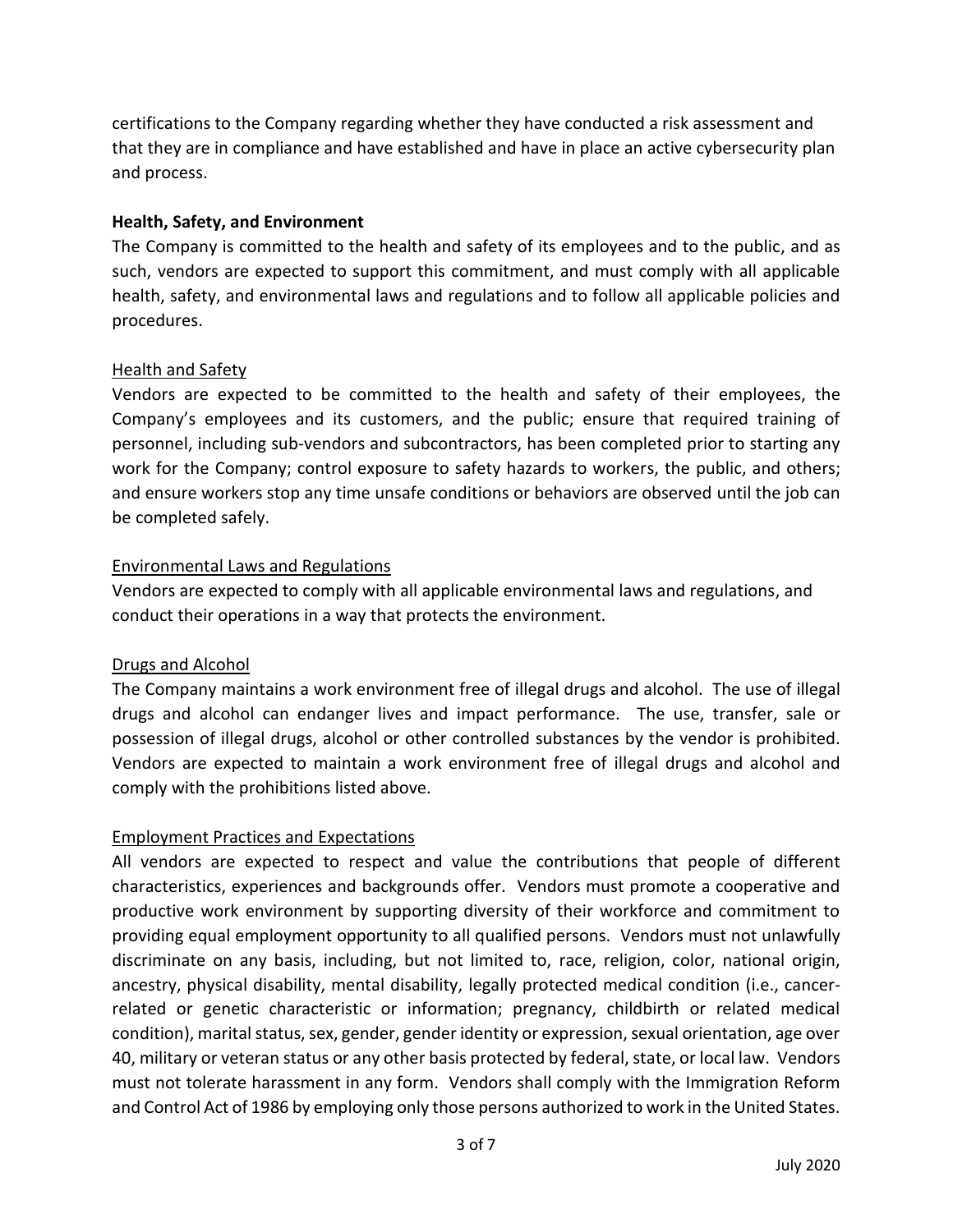certifications to the Company regarding whether they have conducted a risk assessment and that they are in compliance and have established and have in place an active cybersecurity plan and process.

**Health, Safety, and Environment**

The Company is committed to the health and safety of its employees and to the public, and as such, vendors are expected to support this commitment, and must comply with all applicable health, safety, and environmental laws and regulations and to follow all applicable policies and procedures.

Health and Safety

Vendors are expected to be committed to the health and safety of their employees, the Company's employees and its customers, and the public; ensure that required training of personnel, including sub-vendors and subcontractors, has been completed prior to starting any work for the Company; control exposure to safety hazards to workers, the public, and others; and ensure workers stop any time unsafe conditions or behaviors are observed until the job can be completed safely.

Environmental Laws and Regulations

Vendors are expected to comply with all applicable environmental laws and regulations, and conduct their operations in a way that protects the environment.

Drugs and Alcohol

The Company maintains a work environment free of illegal drugs and alcohol. The use of illegal drugs and alcohol can endanger lives and impact performance. The use, transfer, sale or possession of illegal drugs, alcohol or other controlled substances by the vendor is prohibited. Vendors are expected to maintain a work environment free of illegal drugs and alcohol and comply with the prohibitions listed above.

Employment Practices and Expectations

All vendors are expected to respect and value the contributions that people of different characteristics, experiences and backgrounds offer. Vendors must promote a cooperative and productive work environment by supporting diversity of their workforce and commitment to providing equal employment opportunity to all qualified persons. Vendors must not unlawfully discriminate on any basis, including, but not limited to, race, religion, color, national origin, ancestry, physical disability, mental disability, legally protected medical condition (i.e., cancer-related or genetic characteristic or information; pregnancy, childbirth or related medical condition), marital status, sex, gender, gender identity or expression, sexual orientation, age over 40, military or veteran status or any other basis protected by federal, state, or local law. Vendors must not tolerate harassment in any form. Vendors shall comply with the Immigration Reform and Control Act of 1986 by employing only those persons authorized to work in the United States.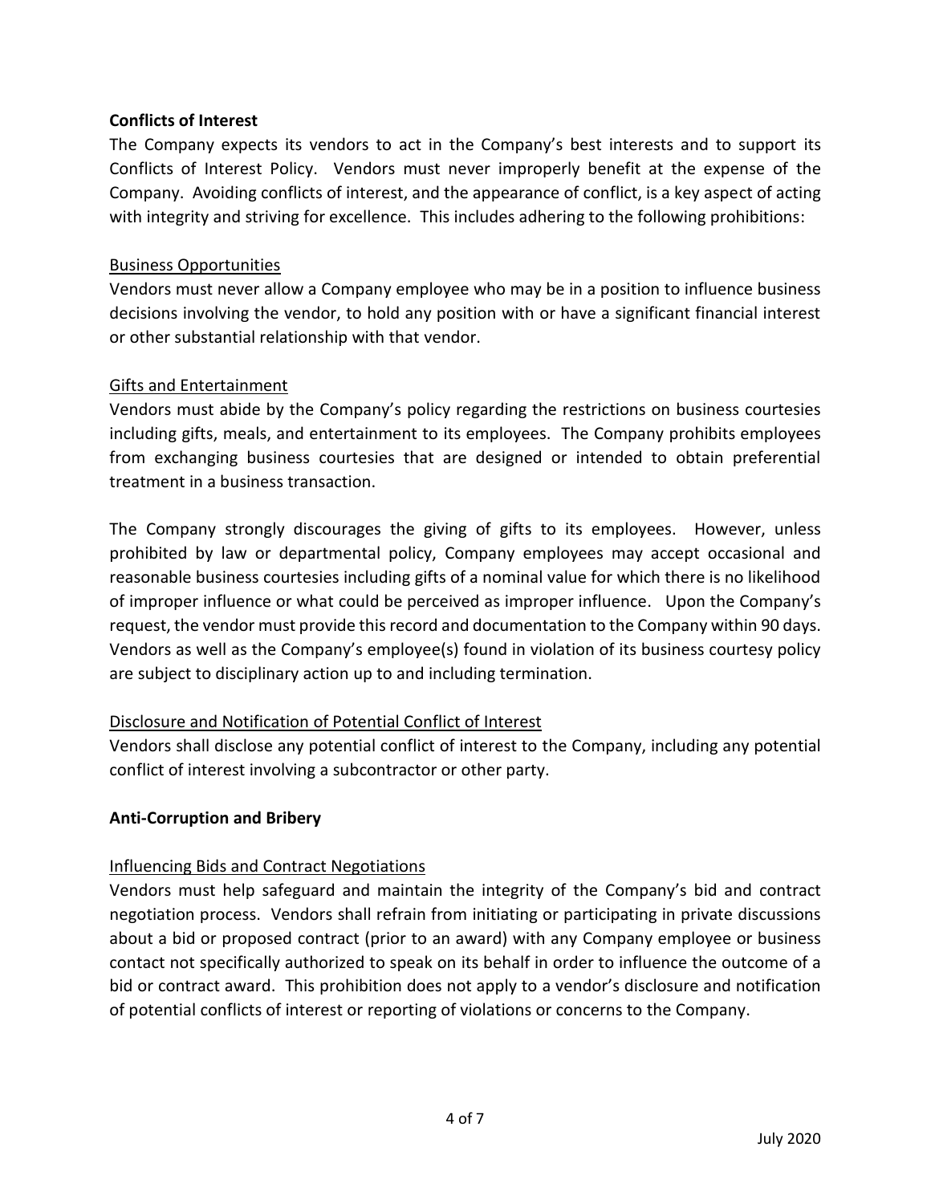## Conflicts of Interest

The Company expects its vendors to act in the Company's best interests and to support its Conflicts of Interest Policy. Vendors must never improperly benefit at the expense of the Company. Avoiding conflicts of interest, and the appearance of conflict, is a key aspect of acting with integrity and striving for excellence. This includes adhering to the following prohibitions:

### Business Opportunities

Vendors must never allow a Company employee who may be in a position to influence business decisions involving the vendor, to hold any position with or have a significant financial interest or other substantial relationship with that vendor.

### Gifts and Entertainment

Vendors must abide by the Company's policy regarding the restrictions on business courtesies including gifts, meals, and entertainment to its employees. The Company prohibits employees from exchanging business courtesies that are designed or intended to obtain preferential treatment in a business transaction.

The Company strongly discourages the giving of gifts to its employees. However, unless prohibited by law or departmental policy, Company employees may accept occasional and reasonable business courtesies including gifts of a nominal value for which there is no likelihood of improper influence or what could be perceived as improper influence. Upon the Company's request, the vendor must provide this record and documentation to the Company within 90 days. Vendors as well as the Company's employee(s) found in violation of its business courtesy policy are subject to disciplinary action up to and including termination.

### Disclosure and Notification of Potential Conflict of Interest

Vendors shall disclose any potential conflict of interest to the Company, including any potential conflict of interest involving a subcontractor or other party.

## Anti-Corruption and Bribery

### Influencing Bids and Contract Negotiations

Vendors must help safeguard and maintain the integrity of the Company's bid and contract negotiation process. Vendors shall refrain from initiating or participating in private discussions about a bid or proposed contract (prior to an award) with any Company employee or business contact not specifically authorized to speak on its behalf in order to influence the outcome of a bid or contract award. This prohibition does not apply to a vendor's disclosure and notification of potential conflicts of interest or reporting of violations or concerns to the Company.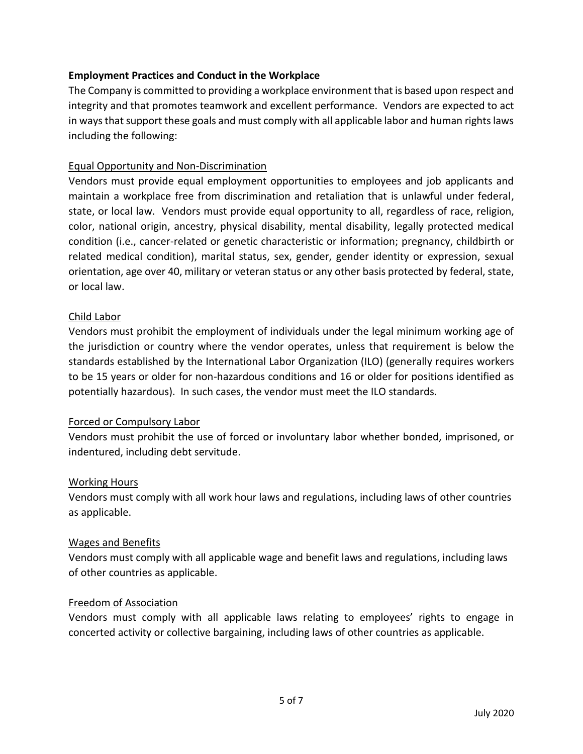**Employment Practices and Conduct in the Workplace**

The Company is committed to providing a workplace environment that is based upon respect and integrity and that promotes teamwork and excellent performance. Vendors are expected to act in ways that support these goals and must comply with all applicable labor and human rights laws including the following:

Equal Opportunity and Non-Discrimination

Vendors must provide equal employment opportunities to employees and job applicants and maintain a workplace free from discrimination and retaliation that is unlawful under federal, state, or local law. Vendors must provide equal opportunity to all, regardless of race, religion, color, national origin, ancestry, physical disability, mental disability, legally protected medical condition (i.e., cancer-related or genetic characteristic or information; pregnancy, childbirth or related medical condition), marital status, sex, gender, gender identity or expression, sexual orientation, age over 40, military or veteran status or any other basis protected by federal, state, or local law.

Child Labor

Vendors must prohibit the employment of individuals under the legal minimum working age of the jurisdiction or country where the vendor operates, unless that requirement is below the standards established by the International Labor Organization (ILO) (generally requires workers to be 15 years or older for non-hazardous conditions and 16 or older for positions identified as potentially hazardous). In such cases, the vendor must meet the ILO standards.

Forced or Compulsory Labor

Vendors must prohibit the use of forced or involuntary labor whether bonded, imprisoned, or indentured, including debt servitude.

Working Hours

Vendors must comply with all work hour laws and regulations, including laws of other countries as applicable.

Wages and Benefits

Vendors must comply with all applicable wage and benefit laws and regulations, including laws of other countries as applicable.

Freedom of Association

Vendors must comply with all applicable laws relating to employees' rights to engage in concerted activity or collective bargaining, including laws of other countries as applicable.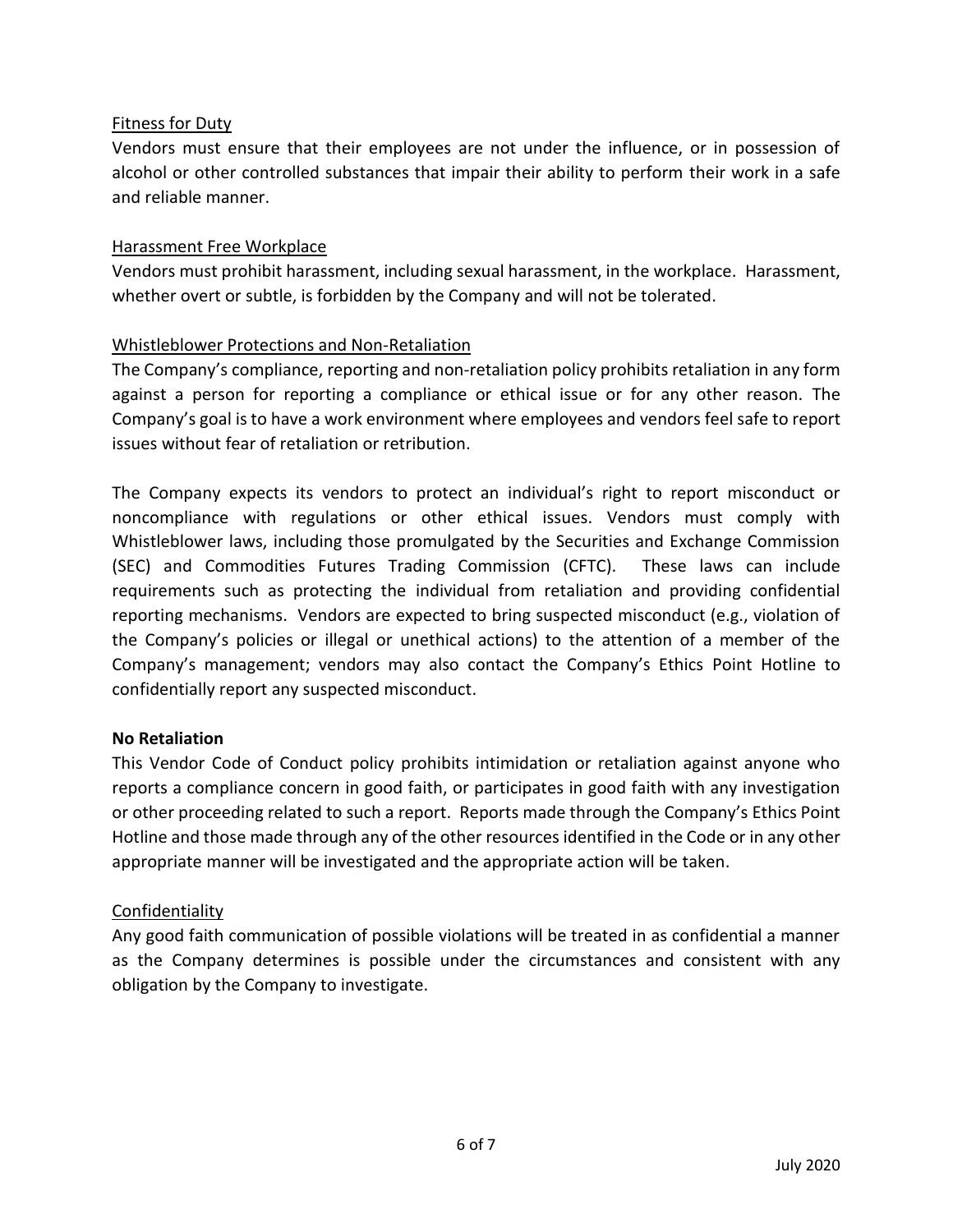Fitness for Duty

Vendors must ensure that their employees are not under the influence, or in possession of alcohol or other controlled substances that impair their ability to perform their work in a safe and reliable manner.

Harassment Free Workplace

Vendors must prohibit harassment, including sexual harassment, in the workplace. Harassment, whether overt or subtle, is forbidden by the Company and will not be tolerated.

Whistleblower Protections and Non-Retaliation

The Company's compliance, reporting and non-retaliation policy prohibits retaliation in any form against a person for reporting a compliance or ethical issue or for any other reason. The Company's goal is to have a work environment where employees and vendors feel safe to report issues without fear of retaliation or retribution.

The Company expects its vendors to protect an individual's right to report misconduct or noncompliance with regulations or other ethical issues. Vendors must comply with Whistleblower laws, including those promulgated by the Securities and Exchange Commission (SEC) and Commodities Futures Trading Commission (CFTC). These laws can include requirements such as protecting the individual from retaliation and providing confidential reporting mechanisms. Vendors are expected to bring suspected misconduct (e.g., violation of the Company's policies or illegal or unethical actions) to the attention of a member of the Company's management; vendors may also contact the Company's Ethics Point Hotline to confidentially report any suspected misconduct.

**No Retaliation**

This Vendor Code of Conduct policy prohibits intimidation or retaliation against anyone who reports a compliance concern in good faith, or participates in good faith with any investigation or other proceeding related to such a report. Reports made through the Company's Ethics Point Hotline and those made through any of the other resources identified in the Code or in any other appropriate manner will be investigated and the appropriate action will be taken.

Confidentiality

Any good faith communication of possible violations will be treated in as confidential a manner as the Company determines is possible under the circumstances and consistent with any obligation by the Company to investigate.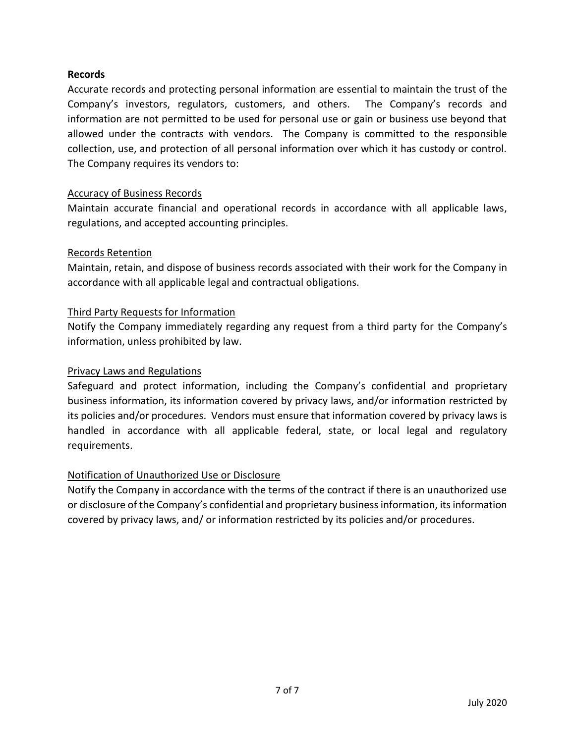**Records**

Accurate records and protecting personal information are essential to maintain the trust of the Company's investors, regulators, customers, and others. The Company's records and information are not permitted to be used for personal use or gain or business use beyond that allowed under the contracts with vendors. The Company is committed to the responsible collection, use, and protection of all personal information over which it has custody or control. The Company requires its vendors to:

Accuracy of Business Records

Maintain accurate financial and operational records in accordance with all applicable laws, regulations, and accepted accounting principles.

Records Retention

Maintain, retain, and dispose of business records associated with their work for the Company in accordance with all applicable legal and contractual obligations.

Third Party Requests for Information

Notify the Company immediately regarding any request from a third party for the Company's information, unless prohibited by law.

Privacy Laws and Regulations

Safeguard and protect information, including the Company's confidential and proprietary business information, its information covered by privacy laws, and/or information restricted by its policies and/or procedures. Vendors must ensure that information covered by privacy laws is handled in accordance with all applicable federal, state, or local legal and regulatory requirements.

Notification of Unauthorized Use or Disclosure

Notify the Company in accordance with the terms of the contract if there is an unauthorized use or disclosure of the Company's confidential and proprietary business information, its information covered by privacy laws, and/ or information restricted by its policies and/or procedures.